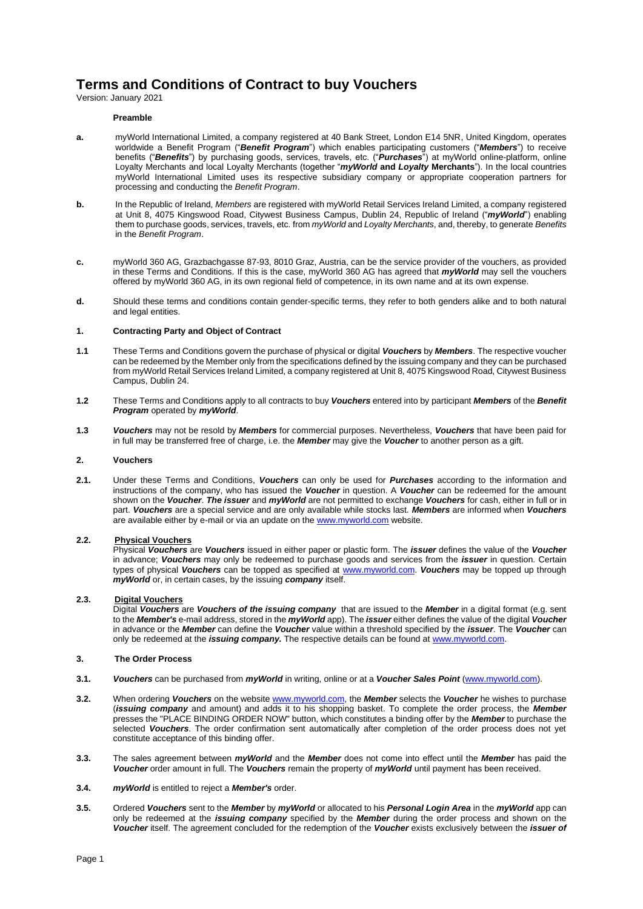# Terms and Conditions of Contract to buy Vouchers

Version: January 2021

**Preamble**

**a.** myWorld International Limited, a company registered at 40 Bank Street, London E14 5NR, United Kingdom, operates worldwide a Benefit Program ("***Benefit Program***") which enables participating customers ("***Members***") to receive benefits ("***Benefits***") by purchasing goods, services, travels, etc. ("***Purchases***") at myWorld online-platform, online Loyalty Merchants and local Loyalty Merchants (together "***myWorld* and *Loyalty* Merchants**"). In the local countries myWorld International Limited uses its respective subsidiary company or appropriate cooperation partners for processing and conducting the *Benefit Program*.

**b.** In the Republic of Ireland, *Members* are registered with myWorld Retail Services Ireland Limited, a company registered at Unit 8, 4075 Kingswood Road, Citywest Business Campus, Dublin 24, Republic of Ireland ("***myWorld***") enabling them to purchase goods, services, travels, etc. from *myWorld* and *Loyalty Merchants*, and, thereby, to generate *Benefits* in the *Benefit Program*.

**c.** myWorld 360 AG, Grazbachgasse 87-93, 8010 Graz, Austria, can be the service provider of the vouchers, as provided in these Terms and Conditions. If this is the case, myWorld 360 AG has agreed that ***myWorld*** may sell the vouchers offered by myWorld 360 AG, in its own regional field of competence, in its own name and at its own expense.

**d.** Should these terms and conditions contain gender-specific terms, they refer to both genders alike and to both natural and legal entities.

## 1. Contracting Party and Object of Contract

**1.1** These Terms and Conditions govern the purchase of physical or digital ***Vouchers*** by ***Members***. The respective voucher can be redeemed by the Member only from the specifications defined by the issuing company and they can be purchased from myWorld Retail Services Ireland Limited, a company registered at Unit 8, 4075 Kingswood Road, Citywest Business Campus, Dublin 24.

**1.2** These Terms and Conditions apply to all contracts to buy ***Vouchers*** entered into by participant ***Members*** of the ***Benefit Program*** operated by ***myWorld***.

**1.3** ***Vouchers*** may not be resold by ***Members*** for commercial purposes. Nevertheless, ***Vouchers*** that have been paid for in full may be transferred free of charge, i.e. the ***Member*** may give the ***Voucher*** to another person as a gift.

## 2. Vouchers

**2.1.** Under these Terms and Conditions, ***Vouchers*** can only be used for ***Purchases*** according to the information and instructions of the company, who has issued the ***Voucher*** in question. A ***Voucher*** can be redeemed for the amount shown on the ***Voucher***. ***The issuer*** and ***myWorld*** are not permitted to exchange ***Vouchers*** for cash, either in full or in part. ***Vouchers*** are a special service and are only available while stocks last. ***Members*** are informed when ***Vouchers*** are available either by e-mail or via an update on the www.myworld.com website.

**2.2. Physical Vouchers**

Physical ***Vouchers*** are ***Vouchers*** issued in either paper or plastic form. The ***issuer*** defines the value of the ***Voucher*** in advance; ***Vouchers*** may only be redeemed to purchase goods and services from the ***issuer*** in question. Certain types of physical ***Vouchers*** can be topped as specified at www.myworld.com. ***Vouchers*** may be topped up through ***myWorld*** or, in certain cases, by the issuing ***company*** itself.

**2.3. Digital Vouchers**

Digital ***Vouchers*** are ***Vouchers of the issuing company*** that are issued to the ***Member*** in a digital format (e.g. sent to the ***Member's*** e-mail address, stored in the ***myWorld*** app). The ***issuer*** either defines the value of the digital ***Voucher*** in advance or the ***Member*** can define the ***Voucher*** value within a threshold specified by the ***issuer***. The ***Voucher*** can only be redeemed at the ***issuing company.*** The respective details can be found at www.myworld.com.

## 3. The Order Process

**3.1.** ***Vouchers*** can be purchased from ***myWorld*** in writing, online or at a ***Voucher Sales Point*** (www.myworld.com).

**3.2.** When ordering ***Vouchers*** on the website www.myworld.com, the ***Member*** selects the ***Voucher*** he wishes to purchase (***issuing company*** and amount) and adds it to his shopping basket. To complete the order process, the ***Member*** presses the "PLACE BINDING ORDER NOW" button, which constitutes a binding offer by the ***Member*** to purchase the selected ***Vouchers***. The order confirmation sent automatically after completion of the order process does not yet constitute acceptance of this binding offer.

**3.3.** The sales agreement between ***myWorld*** and the ***Member*** does not come into effect until the ***Member*** has paid the ***Voucher*** order amount in full. The ***Vouchers*** remain the property of ***myWorld*** until payment has been received.

**3.4.** ***myWorld*** is entitled to reject a ***Member's*** order.

**3.5.** Ordered ***Vouchers*** sent to the ***Member*** by ***myWorld*** or allocated to his ***Personal Login Area*** in the ***myWorld*** app can only be redeemed at the ***issuing company*** specified by the ***Member*** during the order process and shown on the ***Voucher*** itself. The agreement concluded for the redemption of the ***Voucher*** exists exclusively between the ***issuer of***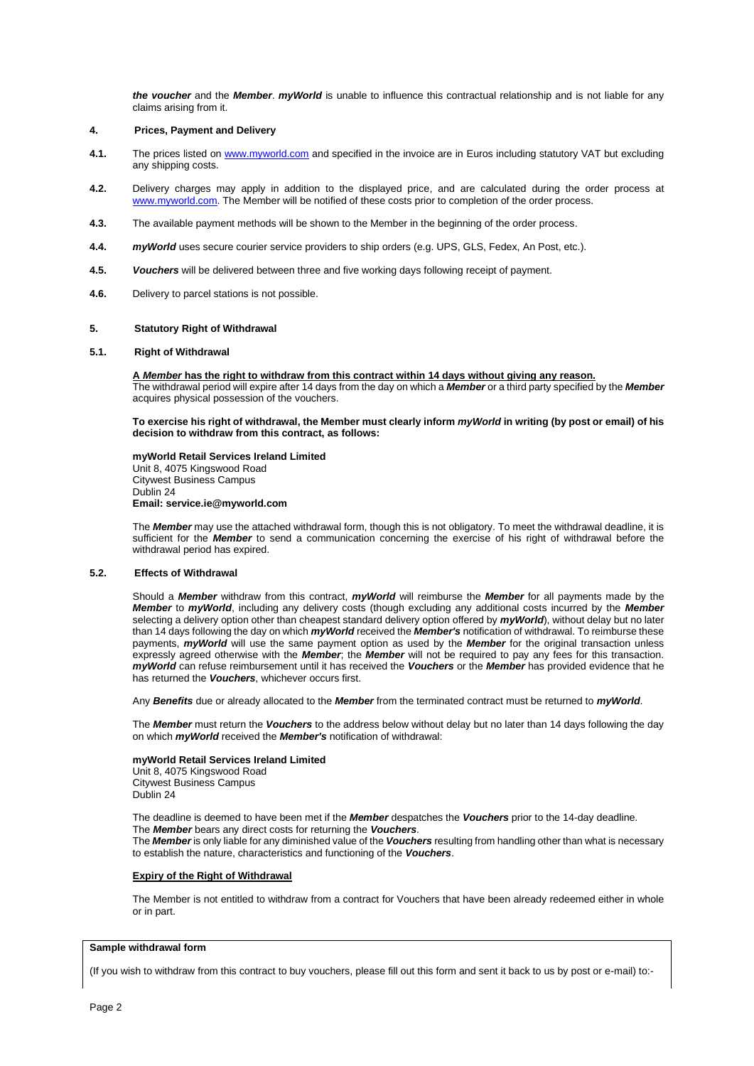***the voucher*** and the ***Member***. ***myWorld*** is unable to influence this contractual relationship and is not liable for any claims arising from it.

## 4. Prices, Payment and Delivery

**4.1.** The prices listed on www.myworld.com and specified in the invoice are in Euros including statutory VAT but excluding any shipping costs.

**4.2.** Delivery charges may apply in addition to the displayed price, and are calculated during the order process at www.myworld.com. The Member will be notified of these costs prior to completion of the order process.

**4.3.** The available payment methods will be shown to the Member in the beginning of the order process.

**4.4.** ***myWorld*** uses secure courier service providers to ship orders (e.g. UPS, GLS, Fedex, An Post, etc.).

**4.5.** ***Vouchers*** will be delivered between three and five working days following receipt of payment.

**4.6.** Delivery to parcel stations is not possible.

## 5. Statutory Right of Withdrawal

### 5.1. Right of Withdrawal

**<u>A *Member* has the right to withdraw from this contract within 14 days without giving any reason.</u>**
The withdrawal period will expire after 14 days from the day on which a ***Member*** or a third party specified by the ***Member*** acquires physical possession of the vouchers.

**To exercise his right of withdrawal, the Member must clearly inform *myWorld* in writing (by post or email) of his decision to withdraw from this contract, as follows:**

**myWorld Retail Services Ireland Limited**
Unit 8, 4075 Kingswood Road
Citywest Business Campus
Dublin 24
**Email: service.ie@myworld.com**

The ***Member*** may use the attached withdrawal form, though this is not obligatory. To meet the withdrawal deadline, it is sufficient for the ***Member*** to send a communication concerning the exercise of his right of withdrawal before the withdrawal period has expired.

### 5.2. Effects of Withdrawal

Should a ***Member*** withdraw from this contract, ***myWorld*** will reimburse the ***Member*** for all payments made by the ***Member*** to ***myWorld***, including any delivery costs (though excluding any additional costs incurred by the ***Member*** selecting a delivery option other than cheapest standard delivery option offered by ***myWorld***), without delay but no later than 14 days following the day on which ***myWorld*** received the ***Member's*** notification of withdrawal. To reimburse these payments, ***myWorld*** will use the same payment option as used by the ***Member*** for the original transaction unless expressly agreed otherwise with the ***Member***; the ***Member*** will not be required to pay any fees for this transaction. ***myWorld*** can refuse reimbursement until it has received the ***Vouchers*** or the ***Member*** has provided evidence that he has returned the ***Vouchers***, whichever occurs first.

Any ***Benefits*** due or already allocated to the ***Member*** from the terminated contract must be returned to ***myWorld***.

The ***Member*** must return the ***Vouchers*** to the address below without delay but no later than 14 days following the day on which ***myWorld*** received the ***Member's*** notification of withdrawal:

**myWorld Retail Services Ireland Limited**
Unit 8, 4075 Kingswood Road
Citywest Business Campus
Dublin 24

The deadline is deemed to have been met if the ***Member*** despatches the ***Vouchers*** prior to the 14-day deadline.
The ***Member*** bears any direct costs for returning the ***Vouchers***.
The ***Member*** is only liable for any diminished value of the ***Vouchers*** resulting from handling other than what is necessary to establish the nature, characteristics and functioning of the ***Vouchers***.

**<u>Expiry of the Right of Withdrawal</u>**

The Member is not entitled to withdraw from a contract for Vouchers that have been already redeemed either in whole or in part.

**Sample withdrawal form**

(If you wish to withdraw from this contract to buy vouchers, please fill out this form and sent it back to us by post or e-mail) to:-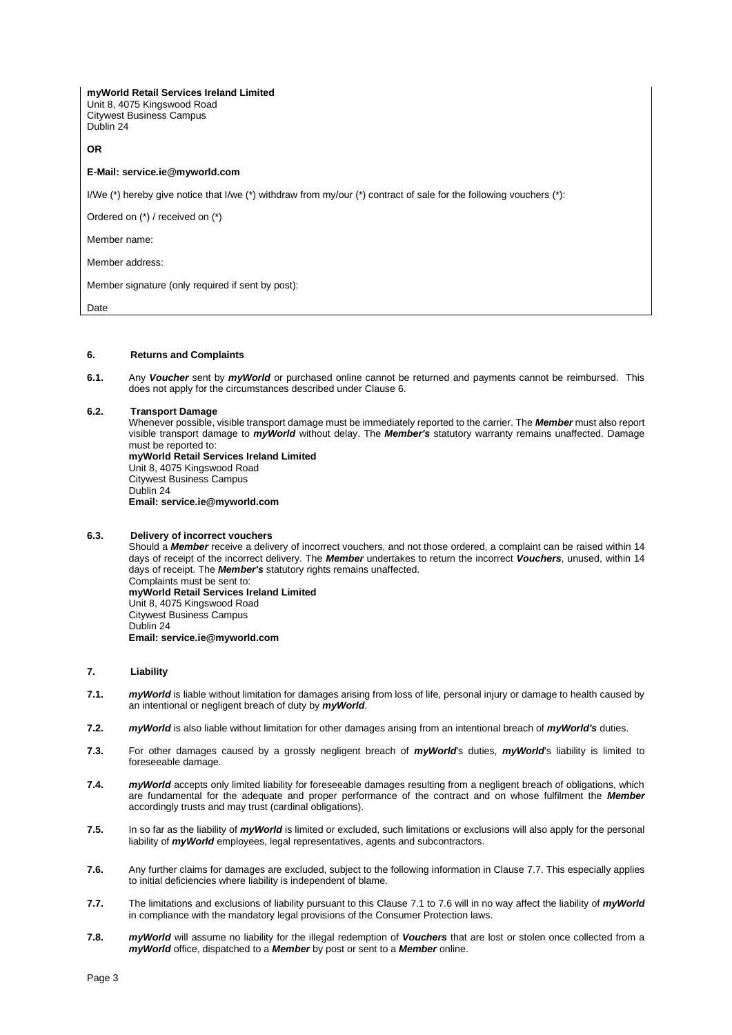**myWorld Retail Services Ireland Limited**
Unit 8, 4075 Kingswood Road
Citywest Business Campus
Dublin 24

**OR**

**E-Mail: service.ie@myworld.com**

I/We (*) hereby give notice that I/we (*) withdraw from my/our (*) contract of sale for the following vouchers (*):

Ordered on (*) / received on (*)

Member name:

Member address:

Member signature (only required if sent by post):

Date

## 6. Returns and Complaints

**6.1.** Any ***Voucher*** sent by ***myWorld*** or purchased online cannot be returned and payments cannot be reimbursed. This does not apply for the circumstances described under Clause 6.

**6.2. Transport Damage**

Whenever possible, visible transport damage must be immediately reported to the carrier. The ***Member*** must also report visible transport damage to ***myWorld*** without delay. The ***Member's*** statutory warranty remains unaffected. Damage must be reported to:

**myWorld Retail Services Ireland Limited**
Unit 8, 4075 Kingswood Road
Citywest Business Campus
Dublin 24
**Email: service.ie@myworld.com**

**6.3. Delivery of incorrect vouchers**

Should a ***Member*** receive a delivery of incorrect vouchers, and not those ordered, a complaint can be raised within 14 days of receipt of the incorrect delivery. The ***Member*** undertakes to return the incorrect ***Vouchers***, unused, within 14 days of receipt. The ***Member's*** statutory rights remains unaffected.

Complaints must be sent to:

**myWorld Retail Services Ireland Limited**
Unit 8, 4075 Kingswood Road
Citywest Business Campus
Dublin 24
**Email: service.ie@myworld.com**

## 7. Liability

**7.1.** ***myWorld*** is liable without limitation for damages arising from loss of life, personal injury or damage to health caused by an intentional or negligent breach of duty by ***myWorld***.

**7.2.** ***myWorld*** is also liable without limitation for other damages arising from an intentional breach of ***myWorld's*** duties.

**7.3.** For other damages caused by a grossly negligent breach of ***myWorld***'s duties, ***myWorld***'s liability is limited to foreseeable damage.

**7.4.** ***myWorld*** accepts only limited liability for foreseeable damages resulting from a negligent breach of obligations, which are fundamental for the adequate and proper performance of the contract and on whose fulfilment the ***Member*** accordingly trusts and may trust (cardinal obligations).

**7.5.** In so far as the liability of ***myWorld*** is limited or excluded, such limitations or exclusions will also apply for the personal liability of ***myWorld*** employees, legal representatives, agents and subcontractors.

**7.6.** Any further claims for damages are excluded, subject to the following information in Clause 7.7. This especially applies to initial deficiencies where liability is independent of blame.

**7.7.** The limitations and exclusions of liability pursuant to this Clause 7.1 to 7.6 will in no way affect the liability of ***myWorld*** in compliance with the mandatory legal provisions of the Consumer Protection laws.

**7.8.** ***myWorld*** will assume no liability for the illegal redemption of ***Vouchers*** that are lost or stolen once collected from a ***myWorld*** office, dispatched to a ***Member*** by post or sent to a ***Member*** online.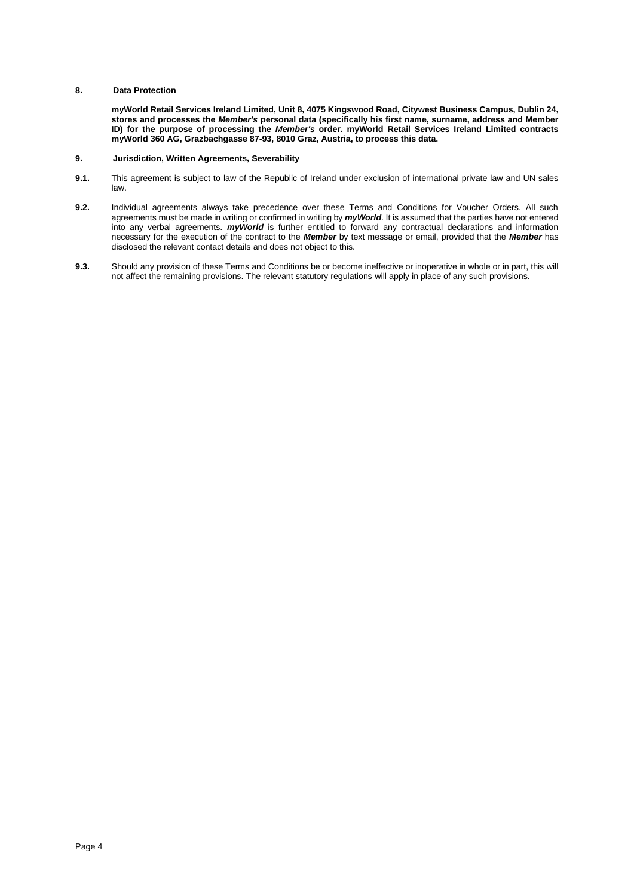## 8. Data Protection

**myWorld Retail Services Ireland Limited, Unit 8, 4075 Kingswood Road, Citywest Business Campus, Dublin 24, stores and processes the *Member's* personal data (specifically his first name, surname, address and Member ID) for the purpose of processing the *Member's* order. myWorld Retail Services Ireland Limited contracts myWorld 360 AG, Grazbachgasse 87-93, 8010 Graz, Austria, to process this data.**

## 9. Jurisdiction, Written Agreements, Severability

**9.1.** This agreement is subject to law of the Republic of Ireland under exclusion of international private law and UN sales law.

**9.2.** Individual agreements always take precedence over these Terms and Conditions for Voucher Orders. All such agreements must be made in writing or confirmed in writing by ***myWorld***. It is assumed that the parties have not entered into any verbal agreements. ***myWorld*** is further entitled to forward any contractual declarations and information necessary for the execution of the contract to the ***Member*** by text message or email, provided that the ***Member*** has disclosed the relevant contact details and does not object to this.

**9.3.** Should any provision of these Terms and Conditions be or become ineffective or inoperative in whole or in part, this will not affect the remaining provisions. The relevant statutory regulations will apply in place of any such provisions.